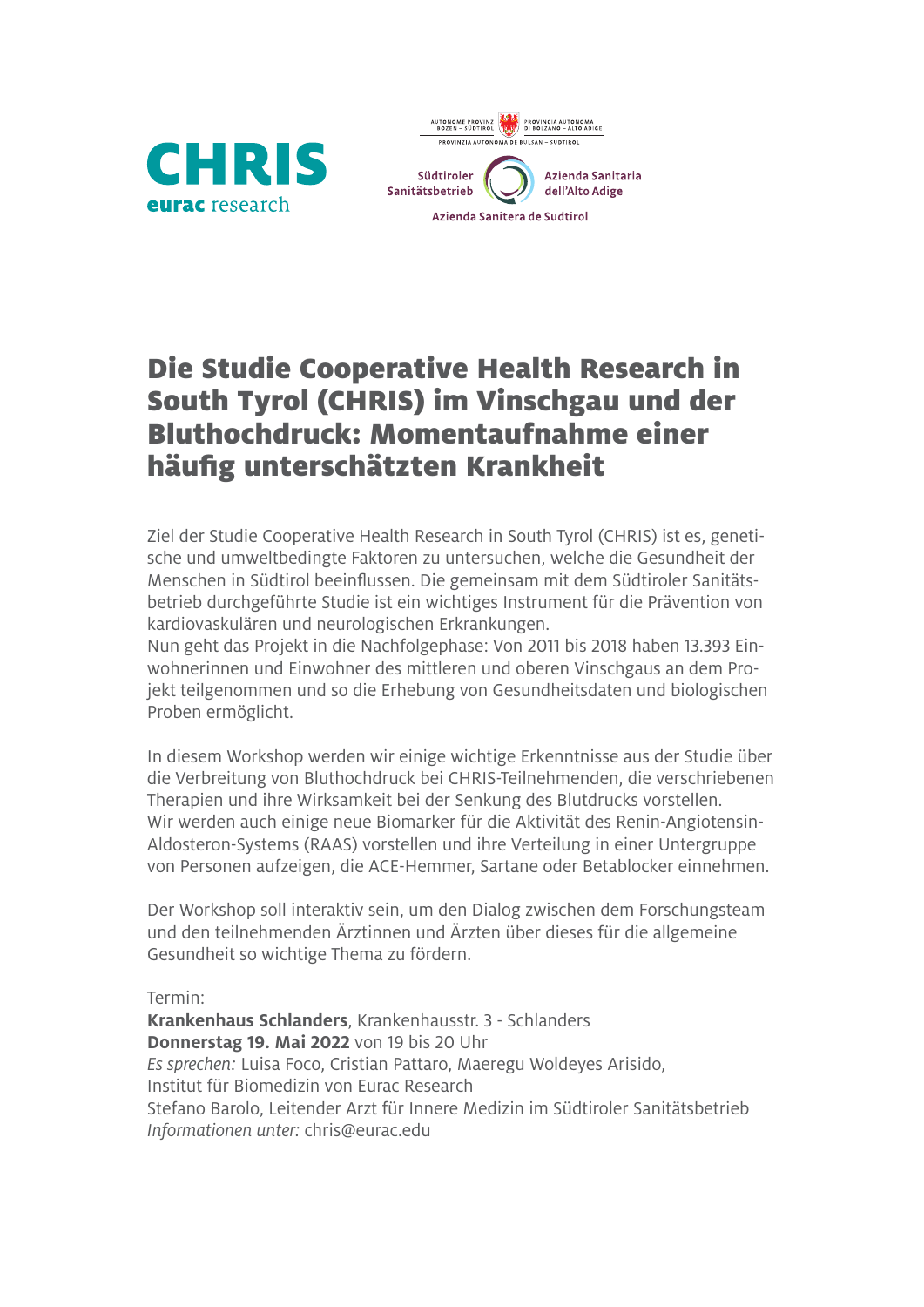CHRIS
eurac research

AUTONOME PROVINZ BOZEN – SÜDTIROL | PROVINCIA AUTONOMA DI BOLZANO – ALTO ADIGE
PROVINZIA AUTONOMA DE BULSAN – SUDTIROL

Südtiroler Sanitätsbetrieb | Azienda Sanitaria dell'Alto Adige
Azienda Sanitera de Sudtirol

# Die Studie Cooperative Health Research in South Tyrol (CHRIS) im Vinschgau und der Bluthochdruck: Momentaufnahme einer häufig unterschätzten Krankheit

Ziel der Studie Cooperative Health Research in South Tyrol (CHRIS) ist es, genetische und umweltbedingte Faktoren zu untersuchen, welche die Gesundheit der Menschen in Südtirol beeinflussen. Die gemeinsam mit dem Südtiroler Sanitätsbetrieb durchgeführte Studie ist ein wichtiges Instrument für die Prävention von kardiovaskulären und neurologischen Erkrankungen.
Nun geht das Projekt in die Nachfolgephase: Von 2011 bis 2018 haben 13.393 Einwohnerinnen und Einwohner des mittleren und oberen Vinschgaus an dem Projekt teilgenommen und so die Erhebung von Gesundheitsdaten und biologischen Proben ermöglicht.

In diesem Workshop werden wir einige wichtige Erkenntnisse aus der Studie über die Verbreitung von Bluthochdruck bei CHRIS-Teilnehmenden, die verschriebenen Therapien und ihre Wirksamkeit bei der Senkung des Blutdrucks vorstellen.
Wir werden auch einige neue Biomarker für die Aktivität des Renin-Angiotensin-Aldosteron-Systems (RAAS) vorstellen und ihre Verteilung in einer Untergruppe von Personen aufzeigen, die ACE-Hemmer, Sartane oder Betablocker einnehmen.

Der Workshop soll interaktiv sein, um den Dialog zwischen dem Forschungsteam und den teilnehmenden Ärztinnen und Ärzten über dieses für die allgemeine Gesundheit so wichtige Thema zu fördern.

Termin:
**Krankenhaus Schlanders**, Krankenhausstr. 3 - Schlanders
**Donnerstag 19. Mai 2022** von 19 bis 20 Uhr
*Es sprechen:* Luisa Foco, Cristian Pattaro, Maeregu Woldeyes Arisido,
Institut für Biomedizin von Eurac Research
Stefano Barolo, Leitender Arzt für Innere Medizin im Südtiroler Sanitätsbetrieb
*Informationen unter:* chris@eurac.edu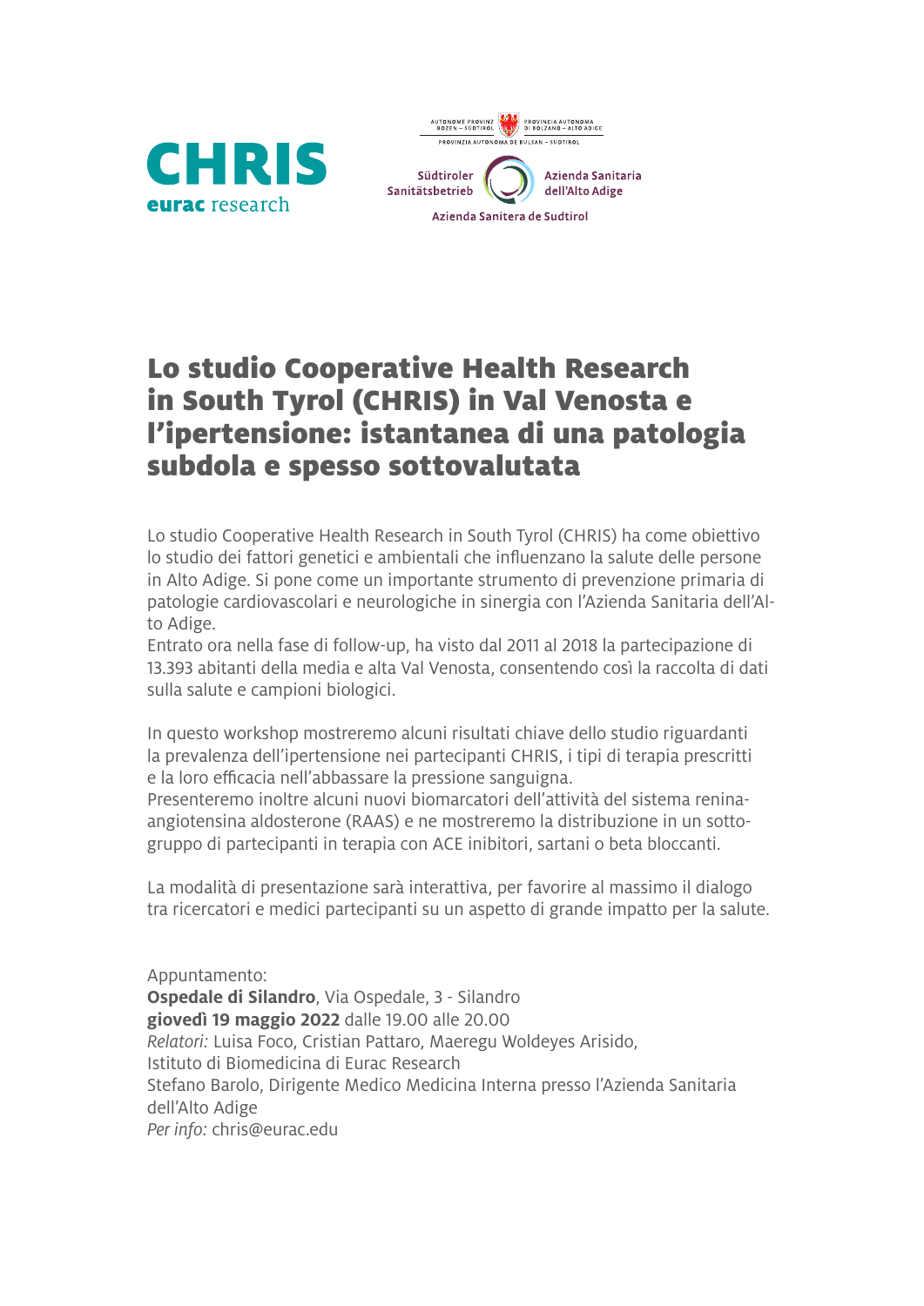CHRIS
eurac research

AUTONOME PROVINZ BOZEN – SÜDTIROL | PROVINCIA AUTONOMA DI BOLZANO – ALTO ADIGE
PROVINZIA AUTONOMA DE BULSAN – SUDTIROL

Südtiroler Sanitätsbetrieb | Azienda Sanitaria dell'Alto Adige
Azienda Sanitera de Sudtirol

# Lo studio Cooperative Health Research in South Tyrol (CHRIS) in Val Venosta e l'ipertensione: istantanea di una patologia subdola e spesso sottovalutata

Lo studio Cooperative Health Research in South Tyrol (CHRIS) ha come obiettivo lo studio dei fattori genetici e ambientali che influenzano la salute delle persone in Alto Adige. Si pone come un importante strumento di prevenzione primaria di patologie cardiovascolari e neurologiche in sinergia con l'Azienda Sanitaria dell'Alto Adige.
Entrato ora nella fase di follow-up, ha visto dal 2011 al 2018 la partecipazione di 13.393 abitanti della media e alta Val Venosta, consentendo così la raccolta di dati sulla salute e campioni biologici.

In questo workshop mostreremo alcuni risultati chiave dello studio riguardanti la prevalenza dell'ipertensione nei partecipanti CHRIS, i tipi di terapia prescritti e la loro efficacia nell'abbassare la pressione sanguigna.
Presenteremo inoltre alcuni nuovi biomarcatori dell'attività del sistema renina-angiotensina aldosterone (RAAS) e ne mostreremo la distribuzione in un sottogruppo di partecipanti in terapia con ACE inibitori, sartani o beta bloccanti.

La modalità di presentazione sarà interattiva, per favorire al massimo il dialogo tra ricercatori e medici partecipanti su un aspetto di grande impatto per la salute.

Appuntamento:
**Ospedale di Silandro**, Via Ospedale, 3 - Silandro
**giovedì 19 maggio 2022** dalle 19.00 alle 20.00
*Relatori:* Luisa Foco, Cristian Pattaro, Maeregu Woldeyes Arisido, Istituto di Biomedicina di Eurac Research
Stefano Barolo, Dirigente Medico Medicina Interna presso l'Azienda Sanitaria dell'Alto Adige
*Per info:* chris@eurac.edu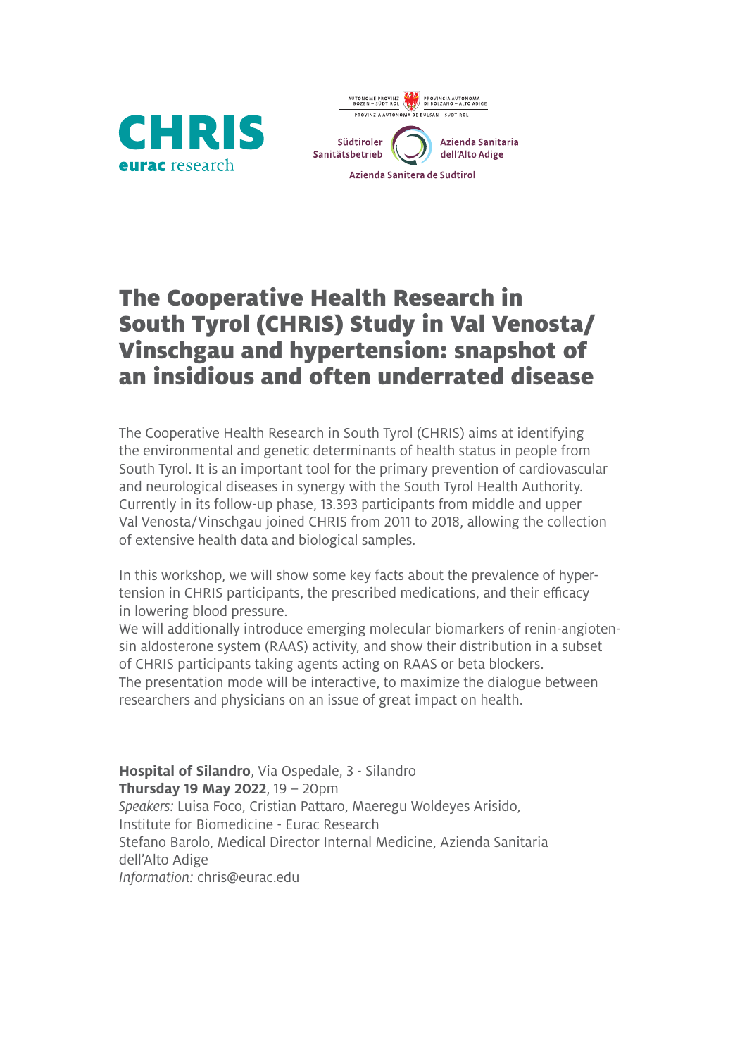CHRIS
eurac research

AUTONOME PROVINZ BOZEN – SÜDTIROL
PROVINCIA AUTONOMA DI BOLZANO – ALTO ADIGE
PROVINZIA AUTONOMA DE BULSAN – SUDTIROL

Südtiroler Sanitätsbetrieb
Azienda Sanitaria dell'Alto Adige
Azienda Sanitera de Sudtirol

# The Cooperative Health Research in South Tyrol (CHRIS) Study in Val Venosta/ Vinschgau and hypertension: snapshot of an insidious and often underrated disease

The Cooperative Health Research in South Tyrol (CHRIS) aims at identifying the environmental and genetic determinants of health status in people from South Tyrol. It is an important tool for the primary prevention of cardiovascular and neurological diseases in synergy with the South Tyrol Health Authority. Currently in its follow-up phase, 13.393 participants from middle and upper Val Venosta/Vinschgau joined CHRIS from 2011 to 2018, allowing the collection of extensive health data and biological samples.

In this workshop, we will show some key facts about the prevalence of hypertension in CHRIS participants, the prescribed medications, and their efficacy in lowering blood pressure.
We will additionally introduce emerging molecular biomarkers of renin-angiotensin aldosterone system (RAAS) activity, and show their distribution in a subset of CHRIS participants taking agents acting on RAAS or beta blockers.
The presentation mode will be interactive, to maximize the dialogue between researchers and physicians on an issue of great impact on health.

**Hospital of Silandro**, Via Ospedale, 3 - Silandro
**Thursday 19 May 2022**, 19 – 20pm
*Speakers:* Luisa Foco, Cristian Pattaro, Maeregu Woldeyes Arisido, Institute for Biomedicine - Eurac Research
Stefano Barolo, Medical Director Internal Medicine, Azienda Sanitaria dell'Alto Adige
*Information:* chris@eurac.edu